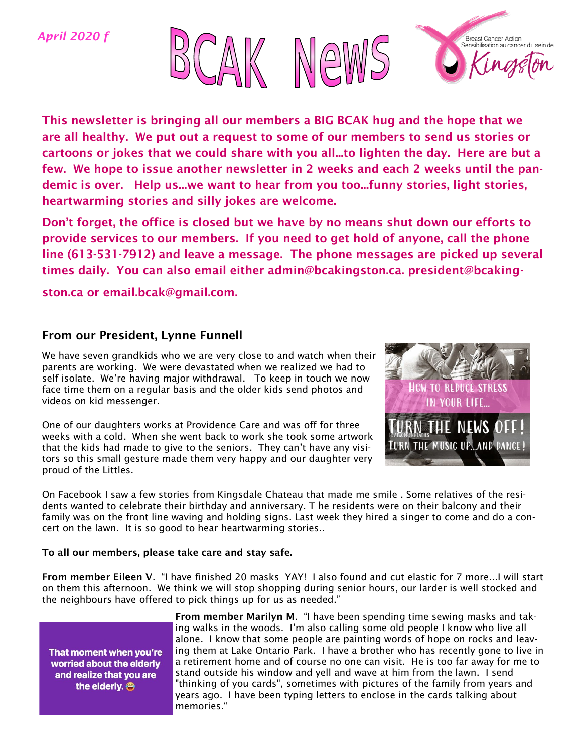*April 2020 f*

# BCAK News

Breast Cancer Action
Sensibilisation au cancer du sein de
Kingston

**This newsletter is bringing all our members a BIG BCAK hug and the hope that we are all healthy. We put out a request to some of our members to send us stories or cartoons or jokes that we could share with you all…to lighten the day. Here are but a few. We hope to issue another newsletter in 2 weeks and each 2 weeks until the pandemic is over. Help us…we want to hear from you too…funny stories, light stories, heartwarming stories and silly jokes are welcome.**

**Don't forget, the office is closed but we have by no means shut down our efforts to provide services to our members. If you need to get hold of anyone, call the phone line (613-531-7912) and leave a message. The phone messages are picked up several times daily. You can also email either admin@bcakingston.ca. president@bcakingston.ca or email.bcak@gmail.com.**

## From our President, Lynne Funnell

We have seven grandkids who we are very close to and watch when their parents are working. We were devastated when we realized we had to self isolate. We're having major withdrawal. To keep in touch we now face time them on a regular basis and the older kids send photos and videos on kid messenger.

One of our daughters works at Providence Care and was off for three weeks with a cold. When she went back to work she took some artwork that the kids had made to give to the seniors. They can't have any visitors so this small gesture made them very happy and our daughter very proud of the Littles.

HOW TO REDUCE STRESS IN YOUR LIFE...
TURN THE NEWS OFF!
TURN THE MUSIC UP...AND DANCE!

On Facebook I saw a few stories from Kingsdale Chateau that made me smile . Some relatives of the residents wanted to celebrate their birthday and anniversary. T he residents were on their balcony and their family was on the front line waving and holding signs. Last week they hired a singer to come and do a concert on the lawn. It is so good to hear heartwarming stories..

**To all our members, please take care and stay safe.**

**From member Eileen V**. "I have finished 20 masks YAY! I also found and cut elastic for 7 more...I will start on them this afternoon. We think we will stop shopping during senior hours, our larder is well stocked and the neighbours have offered to pick things up for us as needed."

**That moment when you're worried about the elderly and realize that you are the elderly.** 😂

**From member Marilyn M**. "I have been spending time sewing masks and taking walks in the woods. I'm also calling some old people I know who live all alone. I know that some people are painting words of hope on rocks and leaving them at Lake Ontario Park. I have a brother who has recently gone to live in a retirement home and of course no one can visit. He is too far away for me to stand outside his window and yell and wave at him from the lawn. I send "thinking of you cards", sometimes with pictures of the family from years and years ago. I have been typing letters to enclose in the cards talking about memories."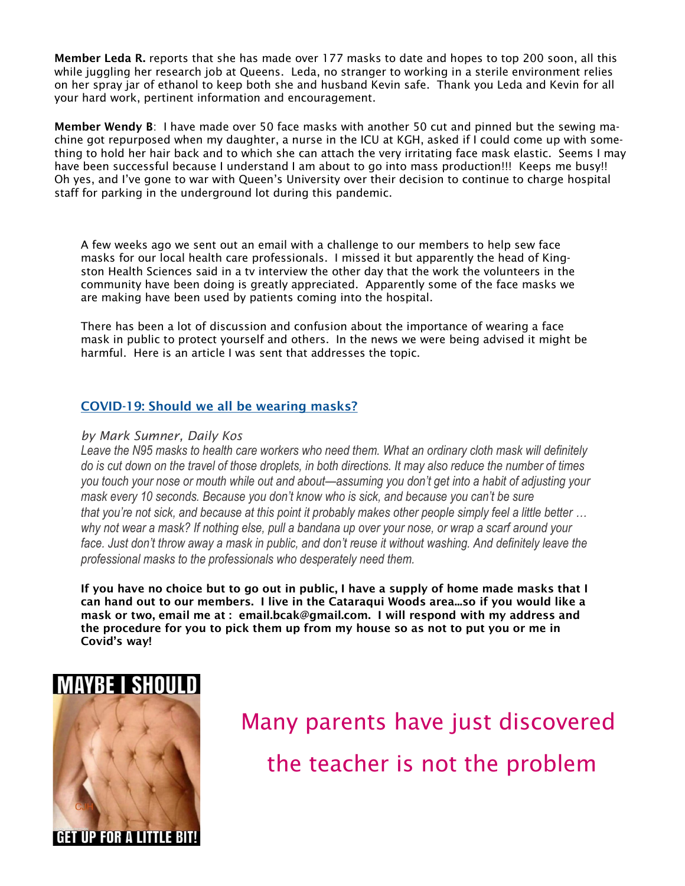**Member Leda R.** reports that she has made over 177 masks to date and hopes to top 200 soon, all this while juggling her research job at Queens. Leda, no stranger to working in a sterile environment relies on her spray jar of ethanol to keep both she and husband Kevin safe. Thank you Leda and Kevin for all your hard work, pertinent information and encouragement.

**Member Wendy B**: I have made over 50 face masks with another 50 cut and pinned but the sewing machine got repurposed when my daughter, a nurse in the ICU at KGH, asked if I could come up with something to hold her hair back and to which she can attach the very irritating face mask elastic. Seems I may have been successful because I understand I am about to go into mass production!!! Keeps me busy!! Oh yes, and I've gone to war with Queen's University over their decision to continue to charge hospital staff for parking in the underground lot during this pandemic.

A few weeks ago we sent out an email with a challenge to our members to help sew face masks for our local health care professionals. I missed it but apparently the head of Kingston Health Sciences said in a tv interview the other day that the work the volunteers in the community have been doing is greatly appreciated. Apparently some of the face masks we are making have been used by patients coming into the hospital.

There has been a lot of discussion and confusion about the importance of wearing a face mask in public to protect yourself and others. In the news we were being advised it might be harmful. Here is an article I was sent that addresses the topic.

## COVID-19: Should we all be wearing masks?

*by Mark Sumner, Daily Kos*

*Leave the N95 masks to health care workers who need them. What an ordinary cloth mask will definitely do is cut down on the travel of those droplets, in both directions. It may also reduce the number of times you touch your nose or mouth while out and about—assuming you don't get into a habit of adjusting your mask every 10 seconds. Because you don't know who is sick, and because you can't be sure that you're not sick, and because at this point it probably makes other people simply feel a little better … why not wear a mask? If nothing else, pull a bandana up over your nose, or wrap a scarf around your face. Just don't throw away a mask in public, and don't reuse it without washing. And definitely leave the professional masks to the professionals who desperately need them.*

**If you have no choice but to go out in public, I have a supply of home made masks that I can hand out to our members. I live in the Cataraqui Woods area…so if you would like a mask or two, email me at : email.bcak@gmail.com. I will respond with my address and the procedure for you to pick them up from my house so as not to put you or me in Covid's way!**

MAYBE I SHOULD

GET UP FOR A LITTLE BIT!

Many parents have just discovered the teacher is not the problem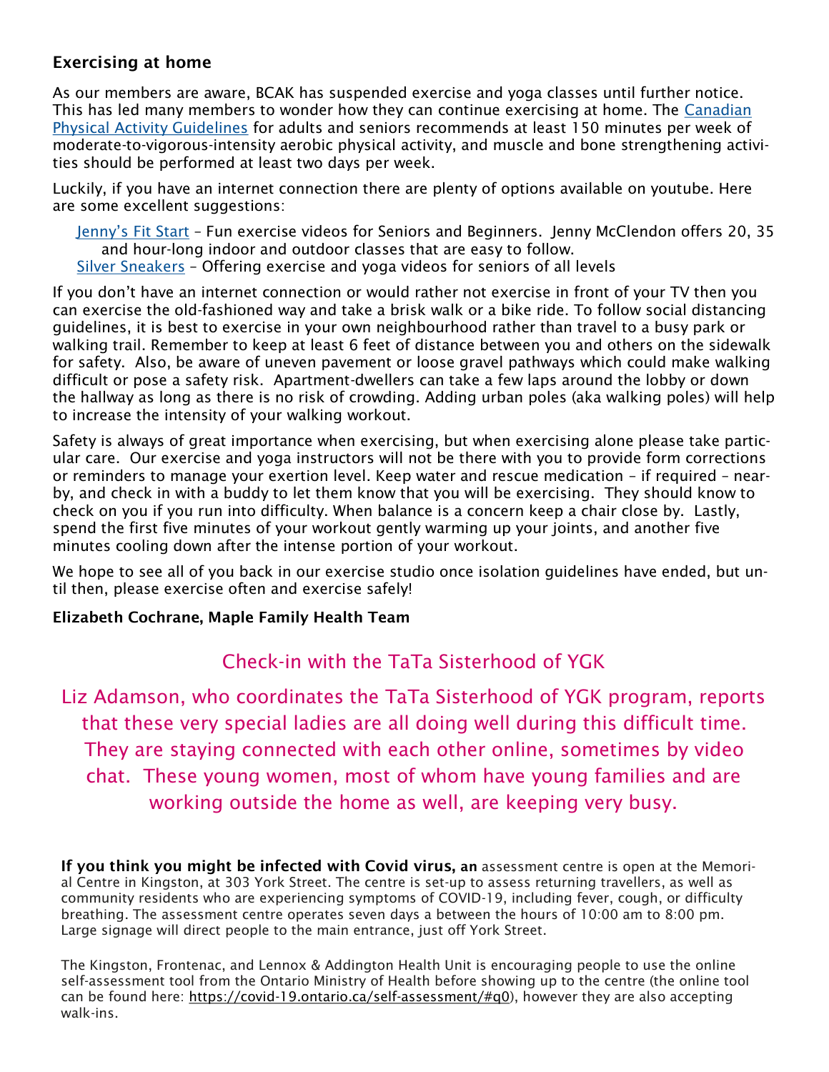### Exercising at home

As our members are aware, BCAK has suspended exercise and yoga classes until further notice. This has led many members to wonder how they can continue exercising at home. The Canadian Physical Activity Guidelines for adults and seniors recommends at least 150 minutes per week of moderate-to-vigorous-intensity aerobic physical activity, and muscle and bone strengthening activities should be performed at least two days per week.

Luckily, if you have an internet connection there are plenty of options available on youtube. Here are some excellent suggestions:

- Jenny's Fit Start – Fun exercise videos for Seniors and Beginners. Jenny McClendon offers 20, 35 and hour-long indoor and outdoor classes that are easy to follow.
- Silver Sneakers – Offering exercise and yoga videos for seniors of all levels

If you don't have an internet connection or would rather not exercise in front of your TV then you can exercise the old-fashioned way and take a brisk walk or a bike ride. To follow social distancing guidelines, it is best to exercise in your own neighbourhood rather than travel to a busy park or walking trail. Remember to keep at least 6 feet of distance between you and others on the sidewalk for safety. Also, be aware of uneven pavement or loose gravel pathways which could make walking difficult or pose a safety risk. Apartment-dwellers can take a few laps around the lobby or down the hallway as long as there is no risk of crowding. Adding urban poles (aka walking poles) will help to increase the intensity of your walking workout.

Safety is always of great importance when exercising, but when exercising alone please take particular care. Our exercise and yoga instructors will not be there with you to provide form corrections or reminders to manage your exertion level. Keep water and rescue medication – if required – nearby, and check in with a buddy to let them know that you will be exercising. They should know to check on you if you run into difficulty. When balance is a concern keep a chair close by. Lastly, spend the first five minutes of your workout gently warming up your joints, and another five minutes cooling down after the intense portion of your workout.

We hope to see all of you back in our exercise studio once isolation guidelines have ended, but until then, please exercise often and exercise safely!

**Elizabeth Cochrane, Maple Family Health Team**

## Check-in with the TaTa Sisterhood of YGK

Liz Adamson, who coordinates the TaTa Sisterhood of YGK program, reports that these very special ladies are all doing well during this difficult time. They are staying connected with each other online, sometimes by video chat. These young women, most of whom have young families and are working outside the home as well, are keeping very busy.

**If you think you might be infected with Covid virus, an** assessment centre is open at the Memorial Centre in Kingston, at 303 York Street. The centre is set-up to assess returning travellers, as well as community residents who are experiencing symptoms of COVID-19, including fever, cough, or difficulty breathing. The assessment centre operates seven days a between the hours of 10:00 am to 8:00 pm. Large signage will direct people to the main entrance, just off York Street.

The Kingston, Frontenac, and Lennox & Addington Health Unit is encouraging people to use the online self-assessment tool from the Ontario Ministry of Health before showing up to the centre (the online tool can be found here: https://covid-19.ontario.ca/self-assessment/#q0), however they are also accepting walk-ins.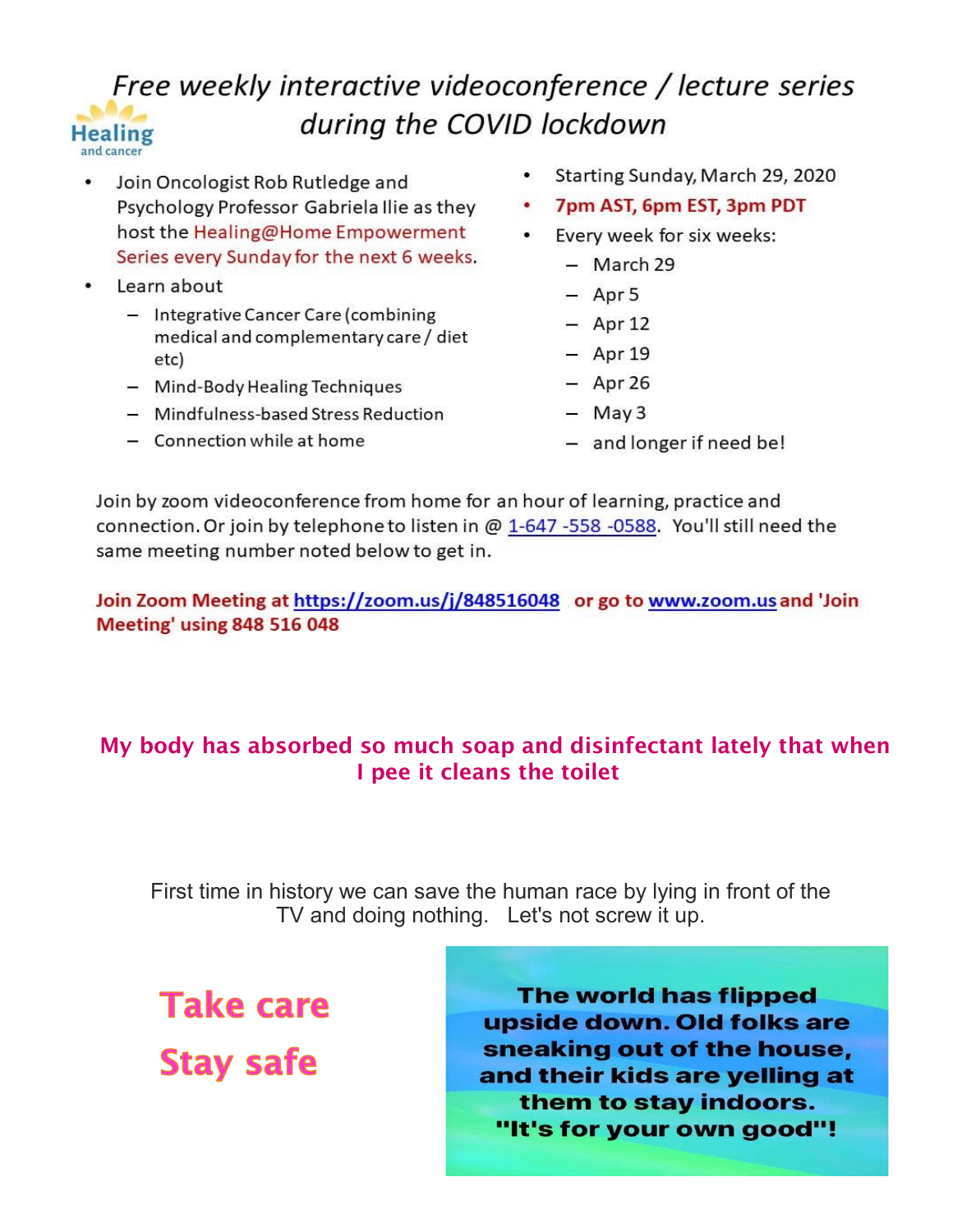# *Free weekly interactive videoconference / lecture series during the COVID lockdown*

Healing and cancer

- Join Oncologist Rob Rutledge and Psychology Professor Gabriela Ilie as they host the Healing@Home Empowerment Series every Sunday for the next 6 weeks.
- Learn about
  - Integrative Cancer Care (combining medical and complementary care / diet etc)
  - Mind-Body Healing Techniques
  - Mindfulness-based Stress Reduction
  - Connection while at home

- Starting Sunday, March 29, 2020
- **7pm AST, 6pm EST, 3pm PDT**
- Every week for six weeks:
  - March 29
  - Apr 5
  - Apr 12
  - Apr 19
  - Apr 26
  - May 3
  - and longer if need be!

Join by zoom videoconference from home for an hour of learning, practice and connection. Or join by telephone to listen in @ 1-647 -558 -0588. You'll still need the same meeting number noted below to get in.

**Join Zoom Meeting at https://zoom.us/j/848516048 or go to www.zoom.us and 'Join Meeting' using 848 516 048**

**My body has absorbed so much soap and disinfectant lately that when I pee it cleans the toilet**

First time in history we can save the human race by lying in front of the TV and doing nothing. Let's not screw it up.

**Take care**

**Stay safe**

**The world has flipped upside down. Old folks are sneaking out of the house, and their kids are yelling at them to stay indoors. "It's for your own good"!**